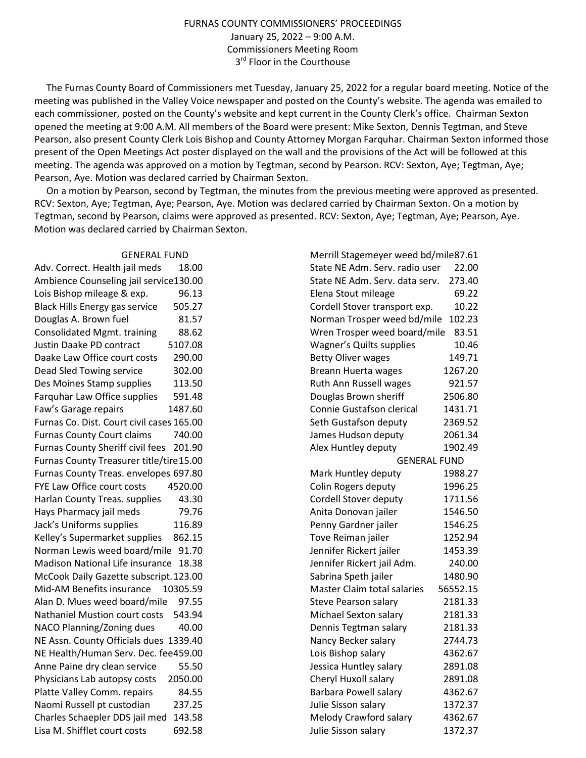# FURNAS COUNTY COMMISSIONERS' PROCEEDINGS

January 25, 2022 – 9:00 A.M.
Commissioners Meeting Room
3rd Floor in the Courthouse

The Furnas County Board of Commissioners met Tuesday, January 25, 2022 for a regular board meeting. Notice of the meeting was published in the Valley Voice newspaper and posted on the County's website. The agenda was emailed to each commissioner, posted on the County's website and kept current in the County Clerk's office. Chairman Sexton opened the meeting at 9:00 A.M. All members of the Board were present: Mike Sexton, Dennis Tegtman, and Steve Pearson, also present County Clerk Lois Bishop and County Attorney Morgan Farquhar. Chairman Sexton informed those present of the Open Meetings Act poster displayed on the wall and the provisions of the Act will be followed at this meeting. The agenda was approved on a motion by Tegtman, second by Pearson. RCV: Sexton, Aye; Tegtman, Aye; Pearson, Aye. Motion was declared carried by Chairman Sexton.

On a motion by Pearson, second by Tegtman, the minutes from the previous meeting were approved as presented. RCV: Sexton, Aye; Tegtman, Aye; Pearson, Aye. Motion was declared carried by Chairman Sexton. On a motion by Tegtman, second by Pearson, claims were approved as presented. RCV: Sexton, Aye; Tegtman, Aye; Pearson, Aye. Motion was declared carried by Chairman Sexton.

GENERAL FUND

| | |
|---|---|
| Adv. Correct. Health jail meds | 18.00 |
| Ambience Counseling jail service | 130.00 |
| Lois Bishop mileage & exp. | 96.13 |
| Black Hills Energy gas service | 505.27 |
| Douglas A. Brown fuel | 81.57 |
| Consolidated Mgmt. training | 88.62 |
| Justin Daake PD contract | 5107.08 |
| Daake Law Office court costs | 290.00 |
| Dead Sled Towing service | 302.00 |
| Des Moines Stamp supplies | 113.50 |
| Farquhar Law Office supplies | 591.48 |
| Faw's Garage repairs | 1487.60 |
| Furnas Co. Dist. Court civil cases | 165.00 |
| Furnas County Court claims | 740.00 |
| Furnas County Sheriff civil fees | 201.90 |
| Furnas County Treasurer title/tire | 15.00 |
| Furnas County Treas. envelopes | 697.80 |
| FYE Law Office court costs | 4520.00 |
| Harlan County Treas. supplies | 43.30 |
| Hays Pharmacy jail meds | 79.76 |
| Jack's Uniforms supplies | 116.89 |
| Kelley's Supermarket supplies | 862.15 |
| Norman Lewis weed board/mile | 91.70 |
| Madison National Life insurance | 18.38 |
| McCook Daily Gazette subscript. | 123.00 |
| Mid-AM Benefits insurance | 10305.59 |
| Alan D. Mues weed board/mile | 97.55 |
| Nathaniel Mustion court costs | 543.94 |
| NACO Planning/Zoning dues | 40.00 |
| NE Assn. County Officials dues | 1339.40 |
| NE Health/Human Serv. Dec. fee | 459.00 |
| Anne Paine dry clean service | 55.50 |
| Physicians Lab autopsy costs | 2050.00 |
| Platte Valley Comm. repairs | 84.55 |
| Naomi Russell pt custodian | 237.25 |
| Charles Schaepler DDS jail med | 143.58 |
| Lisa M. Shifflet court costs | 692.58 |
| Merrill Stagemeyer weed bd/mile | 87.61 |
| State NE Adm. Serv. radio user | 22.00 |
| State NE Adm. Serv. data serv. | 273.40 |
| Elena Stout mileage | 69.22 |
| Cordell Stover transport exp. | 10.22 |
| Norman Trosper weed bd/mile | 102.23 |
| Wren Trosper weed board/mile | 83.51 |
| Wagner's Quilts supplies | 10.46 |
| Betty Oliver wages | 149.71 |
| Breann Huerta wages | 1267.20 |
| Ruth Ann Russell wages | 921.57 |
| Douglas Brown sheriff | 2506.80 |
| Connie Gustafson clerical | 1431.71 |
| Seth Gustafson deputy | 2369.52 |
| James Hudson deputy | 2061.34 |
| Alex Huntley deputy | 1902.49 |

GENERAL FUND

| | |
|---|---|
| Mark Huntley deputy | 1988.27 |
| Colin Rogers deputy | 1996.25 |
| Cordell Stover deputy | 1711.56 |
| Anita Donovan jailer | 1546.50 |
| Penny Gardner jailer | 1546.25 |
| Tove Reiman jailer | 1252.94 |
| Jennifer Rickert jailer | 1453.39 |
| Jennifer Rickert jail Adm. | 240.00 |
| Sabrina Speth jailer | 1480.90 |
| Master Claim total salaries | 56552.15 |
| Steve Pearson salary | 2181.33 |
| Michael Sexton salary | 2181.33 |
| Dennis Tegtman salary | 2181.33 |
| Nancy Becker salary | 2744.73 |
| Lois Bishop salary | 4362.67 |
| Jessica Huntley salary | 2891.08 |
| Cheryl Huxoll salary | 2891.08 |
| Barbara Powell salary | 4362.67 |
| Julie Sisson salary | 1372.37 |
| Melody Crawford salary | 4362.67 |
| Julie Sisson salary | 1372.37 |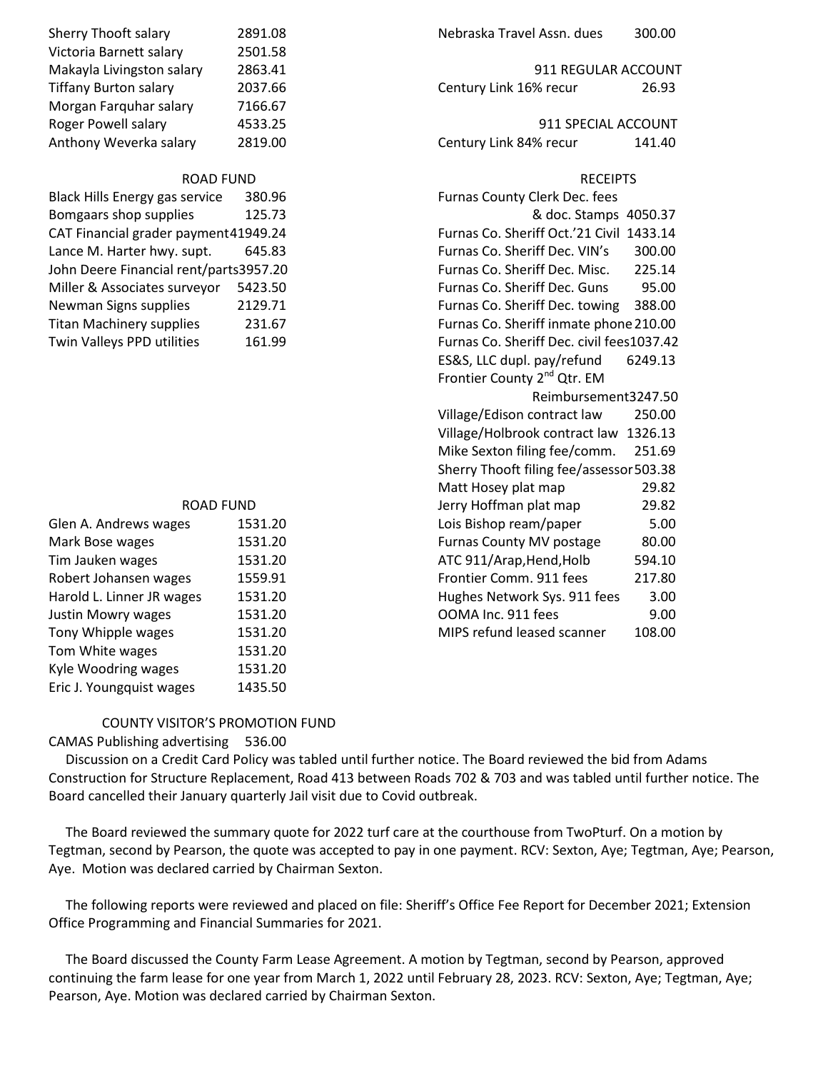| | |
|---|---|
| Sherry Thooft salary | 2891.08 |
| Victoria Barnett salary | 2501.58 |
| Makayla Livingston salary | 2863.41 |
| Tiffany Burton salary | 2037.66 |
| Morgan Farquhar salary | 7166.67 |
| Roger Powell salary | 4533.25 |
| Anthony Weverka salary | 2819.00 |

ROAD FUND

| | |
|---|---|
| Black Hills Energy gas service | 380.96 |
| Bomgaars shop supplies | 125.73 |
| CAT Financial grader payment | 41949.24 |
| Lance M. Harter hwy. supt. | 645.83 |
| John Deere Financial rent/parts | 3957.20 |
| Miller & Associates surveyor | 5423.50 |
| Newman Signs supplies | 2129.71 |
| Titan Machinery supplies | 231.67 |
| Twin Valleys PPD utilities | 161.99 |

ROAD FUND

| | |
|---|---|
| Glen A. Andrews wages | 1531.20 |
| Mark Bose wages | 1531.20 |
| Tim Jauken wages | 1531.20 |
| Robert Johansen wages | 1559.91 |
| Harold L. Linner JR wages | 1531.20 |
| Justin Mowry wages | 1531.20 |
| Tony Whipple wages | 1531.20 |
| Tom White wages | 1531.20 |
| Kyle Woodring wages | 1531.20 |
| Eric J. Youngquist wages | 1435.50 |

COUNTY VISITOR'S PROMOTION FUND

| | |
|---|---|
| CAMAS Publishing advertising | 536.00 |
| Nebraska Travel Assn. dues | 300.00 |

911 REGULAR ACCOUNT

| | |
|---|---|
| Century Link 16% recur | 26.93 |

911 SPECIAL ACCOUNT

| | |
|---|---|
| Century Link 84% recur | 141.40 |

RECEIPTS

| | |
|---|---|
| Furnas County Clerk Dec. fees & doc. Stamps | 4050.37 |
| Furnas Co. Sheriff Oct.'21 Civil | 1433.14 |
| Furnas Co. Sheriff Dec. VIN's | 300.00 |
| Furnas Co. Sheriff Dec. Misc. | 225.14 |
| Furnas Co. Sheriff Dec. Guns | 95.00 |
| Furnas Co. Sheriff Dec. towing | 388.00 |
| Furnas Co. Sheriff inmate phone | 210.00 |
| Furnas Co. Sheriff Dec. civil fees | 1037.42 |
| ES&S, LLC dupl. pay/refund | 6249.13 |
| Frontier County 2nd Qtr. EM Reimbursement | 3247.50 |
| Village/Edison contract law | 250.00 |
| Village/Holbrook contract law | 1326.13 |
| Mike Sexton filing fee/comm. | 251.69 |
| Sherry Thooft filing fee/assessor | 503.38 |
| Matt Hosey plat map | 29.82 |
| Jerry Hoffman plat map | 29.82 |
| Lois Bishop ream/paper | 5.00 |
| Furnas County MV postage | 80.00 |
| ATC 911/Arap,Hend,Holb | 594.10 |
| Frontier Comm. 911 fees | 217.80 |
| Hughes Network Sys. 911 fees | 3.00 |
| OOMA Inc. 911 fees | 9.00 |
| MIPS refund leased scanner | 108.00 |

Discussion on a Credit Card Policy was tabled until further notice. The Board reviewed the bid from Adams Construction for Structure Replacement, Road 413 between Roads 702 & 703 and was tabled until further notice. The Board cancelled their January quarterly Jail visit due to Covid outbreak.

The Board reviewed the summary quote for 2022 turf care at the courthouse from TwoPturf. On a motion by Tegtman, second by Pearson, the quote was accepted to pay in one payment. RCV: Sexton, Aye; Tegtman, Aye; Pearson, Aye. Motion was declared carried by Chairman Sexton.

The following reports were reviewed and placed on file: Sheriff's Office Fee Report for December 2021; Extension Office Programming and Financial Summaries for 2021.

The Board discussed the County Farm Lease Agreement. A motion by Tegtman, second by Pearson, approved continuing the farm lease for one year from March 1, 2022 until February 28, 2023. RCV: Sexton, Aye; Tegtman, Aye; Pearson, Aye. Motion was declared carried by Chairman Sexton.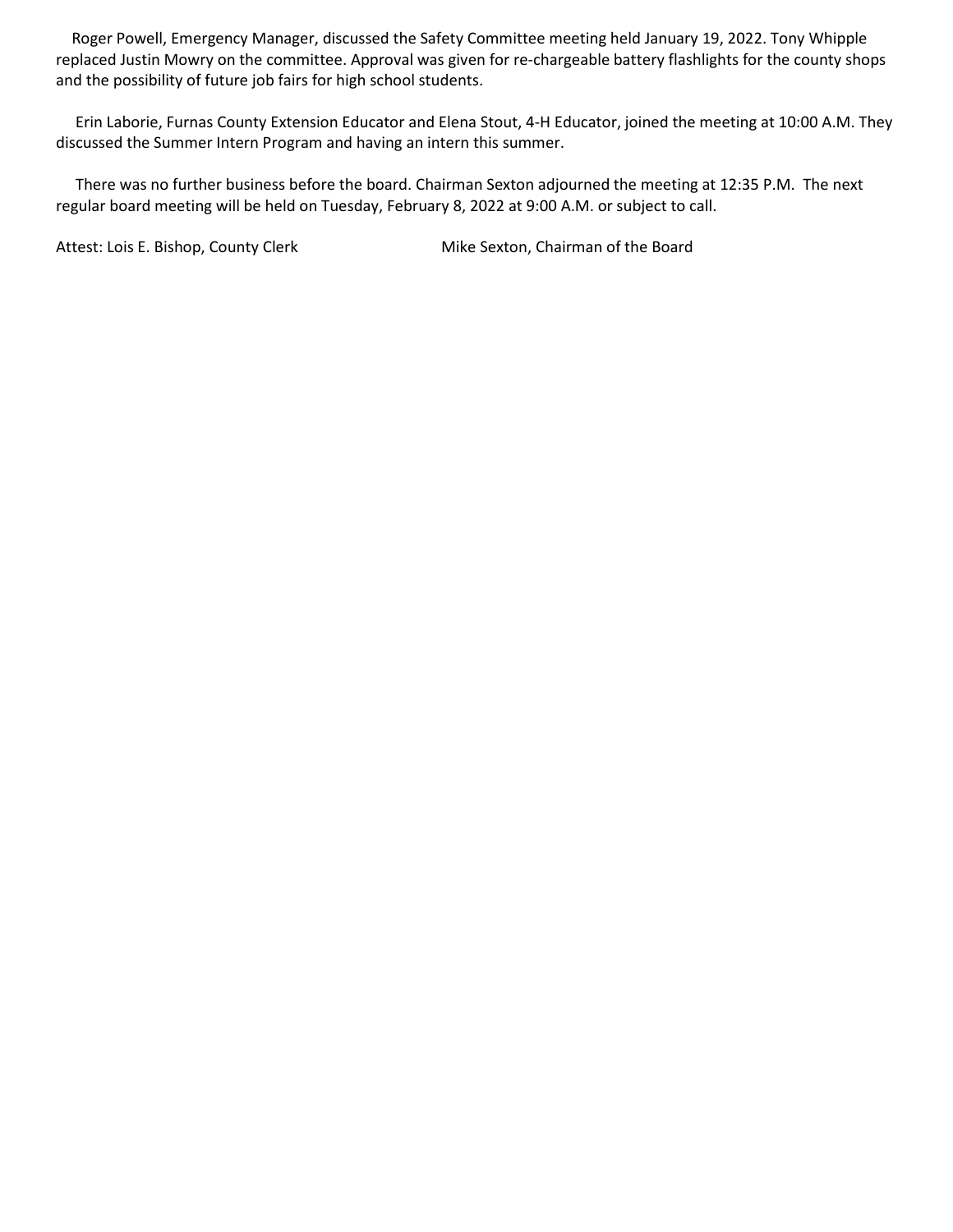Roger Powell, Emergency Manager, discussed the Safety Committee meeting held January 19, 2022. Tony Whipple replaced Justin Mowry on the committee. Approval was given for re-chargeable battery flashlights for the county shops and the possibility of future job fairs for high school students.

Erin Laborie, Furnas County Extension Educator and Elena Stout, 4-H Educator, joined the meeting at 10:00 A.M. They discussed the Summer Intern Program and having an intern this summer.

There was no further business before the board. Chairman Sexton adjourned the meeting at 12:35 P.M. The next regular board meeting will be held on Tuesday, February 8, 2022 at 9:00 A.M. or subject to call.

Attest: Lois E. Bishop, County Clerk

Mike Sexton, Chairman of the Board